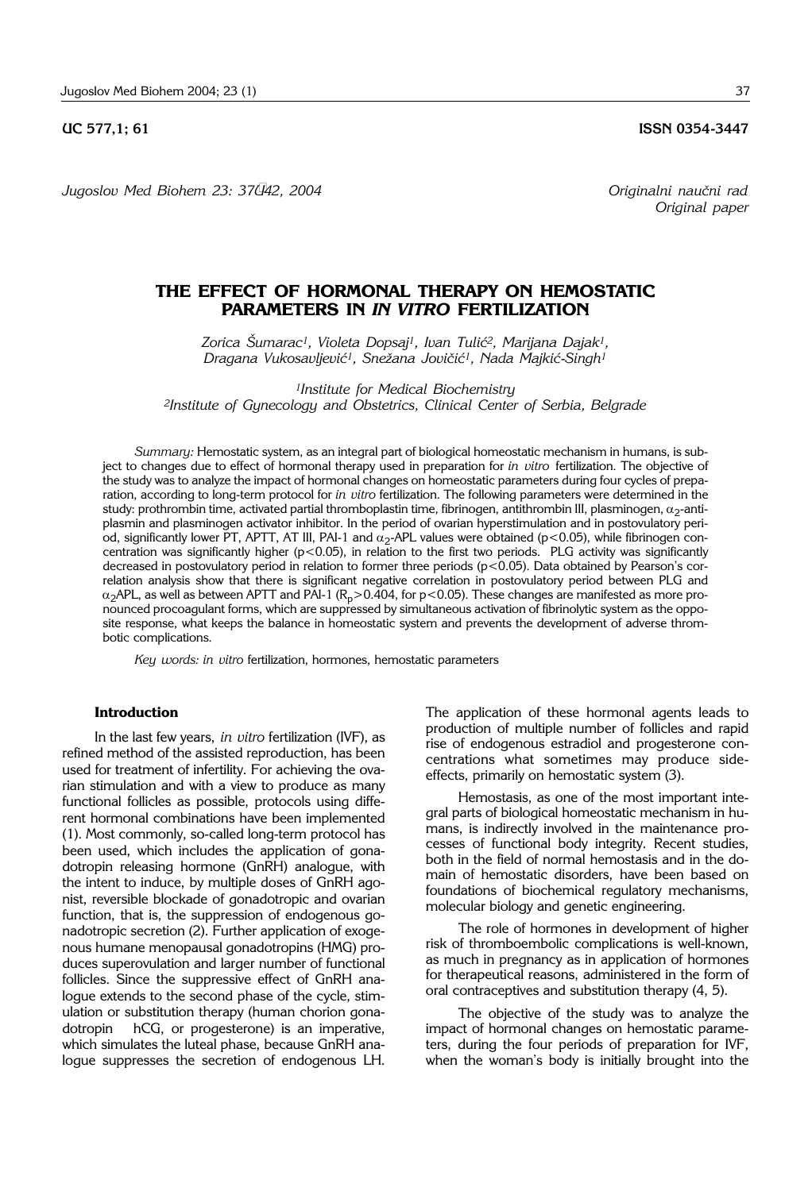UC 577,1; 61 ISSN 0354-3447

*Jugoslov Med Biohem 23: 37–42, 2004*

*Originalni naučni rad*
*Original paper*

# THE EFFECT OF HORMONAL THERAPY ON HEMOSTATIC PARAMETERS IN *IN VITRO* FERTILIZATION

*Zorica Šumarac[1], Violeta Dopsaj[1], Ivan Tulić[2], Marijana Dajak[1], Dragana Vukosavljević[1], Snežana Jovičić[1], Nada Majkić-Singh[1]*

*[1]Institute for Medical Biochemistry*
*[2]Institute of Gynecology and Obstetrics, Clinical Center of Serbia, Belgrade*

*Summary:* Hemostatic system, as an integral part of biological homeostatic mechanism in humans, is subject to changes due to effect of hormonal therapy used in preparation for *in vitro* fertilization. The objective of the study was to analyze the impact of hormonal changes on homeostatic parameters during four cycles of preparation, according to long-term protocol for *in vitro* fertilization. The following parameters were determined in the study: prothrombin time, activated partial thromboplastin time, fibrinogen, antithrombin III, plasminogen, $\alpha_2$-antiplasmin and plasminogen activator inhibitor. In the period of ovarian hyperstimulation and in postovulatory period, significantly lower PT, APTT, AT III, PAI-1 and $\alpha_2$-APL values were obtained ($p<0.05$), while fibrinogen concentration was significantly higher ($p<0.05$), in relation to the first two periods. PLG activity was significantly decreased in postovulatory period in relation to former three periods ($p<0.05$). Data obtained by Pearson's correlation analysis show that there is significant negative correlation in postovulatory period between PLG and $\alpha_2$APL, as well as between APTT and PAI-1 ($R_p>0.404$, for $p<0.05$). These changes are manifested as more pronounced procoagulant forms, which are suppressed by simultaneous activation of fibrinolytic system as the opposite response, what keeps the balance in homeostatic system and prevents the development of adverse thrombotic complications.

*Key words: in vitro* fertilization, hormones, hemostatic parameters

## Introduction

In the last few years, *in vitro* fertilization (IVF), as refined method of the assisted reproduction, has been used for treatment of infertility. For achieving the ovarian stimulation and with a view to produce as many functional follicles as possible, protocols using different hormonal combinations have been implemented (1). Most commonly, so-called long-term protocol has been used, which includes the application of gonadotropin releasing hormone (GnRH) analogue, with the intent to induce, by multiple doses of GnRH agonist, reversible blockade of gonadotropic and ovarian function, that is, the suppression of endogenous gonadotropic secretion (2). Further application of exogenous humane menopausal gonadotropins (HMG) produces superovulation and larger number of functional follicles. Since the suppressive effect of GnRH analogue extends to the second phase of the cycle, stimulation or substitution therapy (human chorion gonadotropin hCG, or progesterone) is an imperative, which simulates the luteal phase, because GnRH analogue suppresses the secretion of endogenous LH. The application of these hormonal agents leads to production of multiple number of follicles and rapid rise of endogenous estradiol and progesterone concentrations what sometimes may produce side-effects, primarily on hemostatic system (3).

Hemostasis, as one of the most important integral parts of biological homeostatic mechanism in humans, is indirectly involved in the maintenance processes of functional body integrity. Recent studies, both in the field of normal hemostasis and in the domain of hemostatic disorders, have been based on foundations of biochemical regulatory mechanisms, molecular biology and genetic engineering.

The role of hormones in development of higher risk of thromboembolic complications is well-known, as much in pregnancy as in application of hormones for therapeutical reasons, administered in the form of oral contraceptives and substitution therapy (4, 5).

The objective of the study was to analyze the impact of hormonal changes on hemostatic parameters, during the four periods of preparation for IVF, when the woman's body is initially brought into the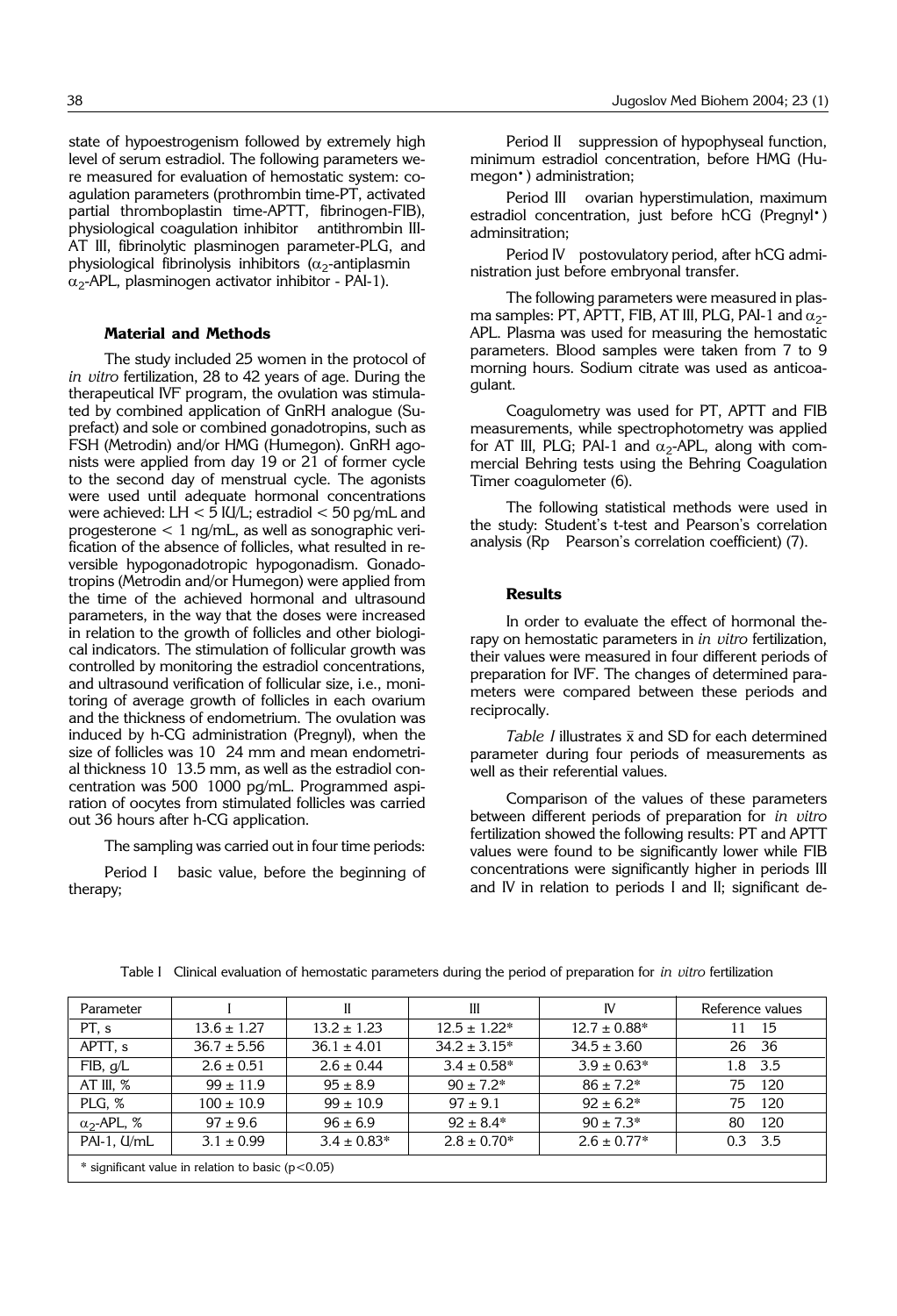state of hypoestrogenism followed by extremely high level of serum estradiol. The following parameters were measured for evaluation of hemostatic system: coagulation parameters (prothrombin time-PT, activated partial thromboplastin time-APTT, fibrinogen-FIB), physiological coagulation inhibitor antithrombin III-AT III, fibrinolytic plasminogen parameter-PLG, and physiological fibrinolysis inhibitors ($\alpha_2$-antiplasmin $\alpha_2$-APL, plasminogen activator inhibitor - PAI-1).

### Material and Methods

The study included 25 women in the protocol of *in vitro* fertilization, 28 to 42 years of age. During the therapeutical IVF program, the ovulation was stimulated by combined application of GnRH analogue (Suprefact) and sole or combined gonadotropins, such as FSH (Metrodin) and/or HMG (Humegon). GnRH agonists were applied from day 19 or 21 of former cycle to the second day of menstrual cycle. The agonists were used until adequate hormonal concentrations were achieved: LH < 5 IU/L; estradiol < 50 pg/mL and progesterone < 1 ng/mL, as well as sonographic verification of the absence of follicles, what resulted in reversible hypogonadotropic hypogonadism. Gonadotropins (Metrodin and/or Humegon) were applied from the time of the achieved hormonal and ultrasound parameters, in the way that the doses were increased in relation to the growth of follicles and other biological indicators. The stimulation of follicular growth was controlled by monitoring the estradiol concentrations, and ultrasound verification of follicular size, i.e., monitoring of average growth of follicles in each ovarium and the thickness of endometrium. The ovulation was induced by h-CG administration (Pregnyl), when the size of follicles was 10 24 mm and mean endometrial thickness 10 13.5 mm, as well as the estradiol concentration was 500 1000 pg/mL. Programmed aspiration of oocytes from stimulated follicles was carried out 36 hours after h-CG application.

The sampling was carried out in four time periods:

Period I basic value, before the beginning of therapy;

Period II suppression of hypophyseal function, minimum estradiol concentration, before HMG (Humegon•) administration;

Period III ovarian hyperstimulation, maximum estradiol concentration, just before hCG (Pregnyl•) adminsitration;

Period IV postovulatory period, after hCG administration just before embryonal transfer.

The following parameters were measured in plasma samples: PT, APTT, FIB, AT III, PLG, PAI-1 and $\alpha_2$-APL. Plasma was used for measuring the hemostatic parameters. Blood samples were taken from 7 to 9 morning hours. Sodium citrate was used as anticoagulant.

Coagulometry was used for PT, APTT and FIB measurements, while spectrophotometry was applied for AT III, PLG; PAI-1 and $\alpha_2$-APL, along with commercial Behring tests using the Behring Coagulation Timer coagulometer (6).

The following statistical methods were used in the study: Student's t-test and Pearson's correlation analysis (Rp Pearson's correlation coefficient) (7).

### Results

In order to evaluate the effect of hormonal therapy on hemostatic parameters in *in vitro* fertilization, their values were measured in four different periods of preparation for IVF. The changes of determined parameters were compared between these periods and reciprocally.

*Table I* illustrates $\bar{x}$ and SD for each determined parameter during four periods of measurements as well as their referential values.

Comparison of the values of these parameters between different periods of preparation for *in vitro* fertilization showed the following results: PT and APTT values were found to be significantly lower while FIB concentrations were significantly higher in periods III and IV in relation to periods I and II; significant de-

Table I Clinical evaluation of hemostatic parameters during the period of preparation for *in vitro* fertilization

| Parameter | I | II | III | IV | Reference values |
|---|---|---|---|---|---|
| PT, s | 13.6 ± 1.27 | 13.2 ± 1.23 | 12.5 ± 1.22* | 12.7 ± 0.88* | 11 15 |
| APTT, s | 36.7 ± 5.56 | 36.1 ± 4.01 | 34.2 ± 3.15* | 34.5 ± 3.60 | 26 36 |
| FIB, g/L | 2.6 ± 0.51 | 2.6 ± 0.44 | 3.4 ± 0.58* | 3.9 ± 0.63* | 1.8 3.5 |
| AT III, % | 99 ± 11.9 | 95 ± 8.9 | 90 ± 7.2* | 86 ± 7.2* | 75 120 |
| PLG, % | 100 ± 10.9 | 99 ± 10.9 | 97 ± 9.1 | 92 ± 6.2* | 75 120 |
| $\alpha_2$-APL, % | 97 ± 9.6 | 96 ± 6.9 | 92 ± 8.4* | 90 ± 7.3* | 80 120 |
| PAI-1, U/mL | 3.1 ± 0.99 | 3.4 ± 0.83* | 2.8 ± 0.70* | 2.6 ± 0.77* | 0.3 3.5 |

\* significant value in relation to basic ($p<0.05$)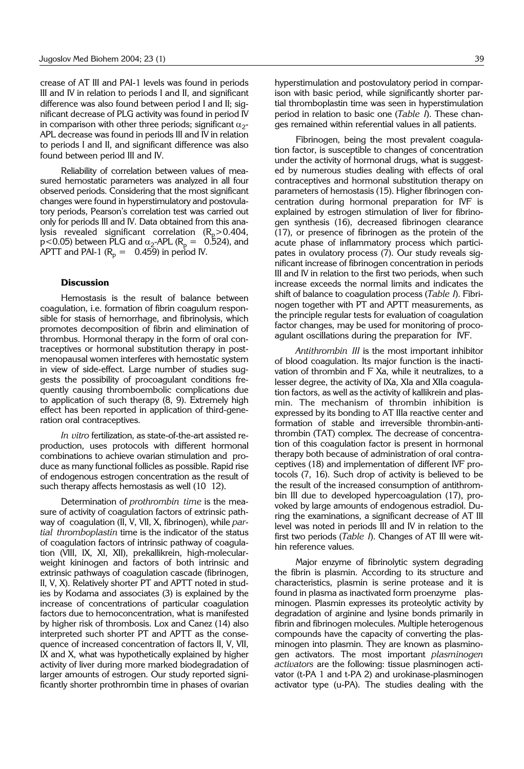crease of AT III and PAI-1 levels was found in periods III and IV in relation to periods I and II, and significant difference was also found between period I and II; significant decrease of PLG activity was found in period IV in comparison with other three periods; significant $\alpha_2$-APL decrease was found in periods III and IV in relation to periods I and II, and significant difference was also found between period III and IV.

Reliability of correlation between values of measured hemostatic parameters was analyzed in all four observed periods. Considering that the most significant changes were found in hyperstimulatory and postovulatory periods, Pearson's correlation test was carried out only for periods III and IV. Data obtained from this analysis revealed significant correlation ($R_p > 0.404$, $p < 0.05$) between PLG and $\alpha_2$-APL ($R_p =$ 0.524), and APTT and PAI-1 ($R_p =$ 0.459) in period IV.

#### Discussion

Hemostasis is the result of balance between coagulation, i.e. formation of fibrin coagulum responsible for stasis of hemorrhage, and fibrinolysis, which promotes decomposition of fibrin and elimination of thrombus. Hormonal therapy in the form of oral contraceptives or hormonal substitution therapy in postmenopausal women interferes with hemostatic system in view of side-effect. Large number of studies suggests the possibility of procoagulant conditions frequently causing thromboembolic complications due to application of such therapy (8, 9). Extremely high effect has been reported in application of third-generation oral contraceptives.

*In vitro* fertilization, as state-of-the-art assisted reproduction, uses protocols with different hormonal combinations to achieve ovarian stimulation and produce as many functional follicles as possible. Rapid rise of endogenous estrogen concentration as the result of such therapy affects hemostasis as well (10 12).

Determination of *prothrombin time* is the measure of activity of coagulation factors of extrinsic pathway of coagulation (II, V, VII, X, fibrinogen), while *partial thromboplastin* time is the indicator of the status of coagulation factors of intrinsic pathway of coagulation (VIII, IX, XI, XII), prekallikrein, high-molecular-weight kininogen and factors of both intrinsic and extrinsic pathways of coagulation cascade (fibrinogen, II, V, X). Relatively shorter PT and APTT noted in studies by Kodama and associates (3) is explained by the increase of concentrations of particular coagulation factors due to hemoconcentration, what is manifested by higher risk of thrombosis. Lox and Canez (14) also interpreted such shorter PT and APTT as the consequence of increased concentration of factors II, V, VII, IX and X, what was hypothetically explained by higher activity of liver during more marked biodegradation of larger amounts of estrogen. Our study reported significantly shorter prothrombin time in phases of ovarian hyperstimulation and postovulatory period in comparison with basic period, while significantly shorter partial thromboplastin time was seen in hyperstimulation period in relation to basic one (*Table I*). These changes remained within referential values in all patients.

Fibrinogen, being the most prevalent coagulation factor, is susceptible to changes of concentration under the activity of hormonal drugs, what is suggested by numerous studies dealing with effects of oral contraceptives and hormonal substitution therapy on parameters of hemostasis (15). Higher fibrinogen concentration during hormonal preparation for IVF is explained by estrogen stimulation of liver for fibrinogen synthesis (16), decreased fibrinogen clearance (17), or presence of fibrinogen as the protein of the acute phase of inflammatory process which participates in ovulatory process (7). Our study reveals significant increase of fibrinogen concentration in periods III and IV in relation to the first two periods, when such increase exceeds the normal limits and indicates the shift of balance to coagulation process (*Table I*). Fibrinogen together with PT and APTT measurements, as the principle regular tests for evaluation of coagulation factor changes, may be used for monitoring of procoagulant oscillations during the preparation for IVF.

*Antithrombin III* is the most important inhibitor of blood coagulation. Its major function is the inactivation of thrombin and F Xa, while it neutralizes, to a lesser degree, the activity of IXa, XIa and XIIa coagulation factors, as well as the activity of kallikrein and plasmin. The mechanism of thrombin inhibition is expressed by its bonding to AT IIIa reactive center and formation of stable and irreversible thrombin-antithrombin (TAT) complex. The decrease of concentration of this coagulation factor is present in hormonal therapy both because of administration of oral contraceptives (18) and implementation of different IVF protocols (7, 16). Such drop of activity is believed to be the result of the increased consumption of antithrombin III due to developed hypercoagulation (17), provoked by large amounts of endogenous estradiol. During the examinations, a significant decrease of AT III level was noted in periods III and IV in relation to the first two periods (*Table I*). Changes of AT III were within reference values.

Major enzyme of fibrinolytic system degrading the fibrin is plasmin. According to its structure and characteristics, plasmin is serine protease and it is found in plasma as inactivated form proenzyme plasminogen. Plasmin expresses its proteolytic activity by degradation of arginine and lysine bonds primarily in fibrin and fibrinogen molecules. Multiple heterogenous compounds have the capacity of converting the plasminogen into plasmin. They are known as plasminogen activators. The most important *plasminogen activators* are the following: tissue plasminogen activator (t-PA 1 and t-PA 2) and urokinase-plasminogen activator type (u-PA). The studies dealing with the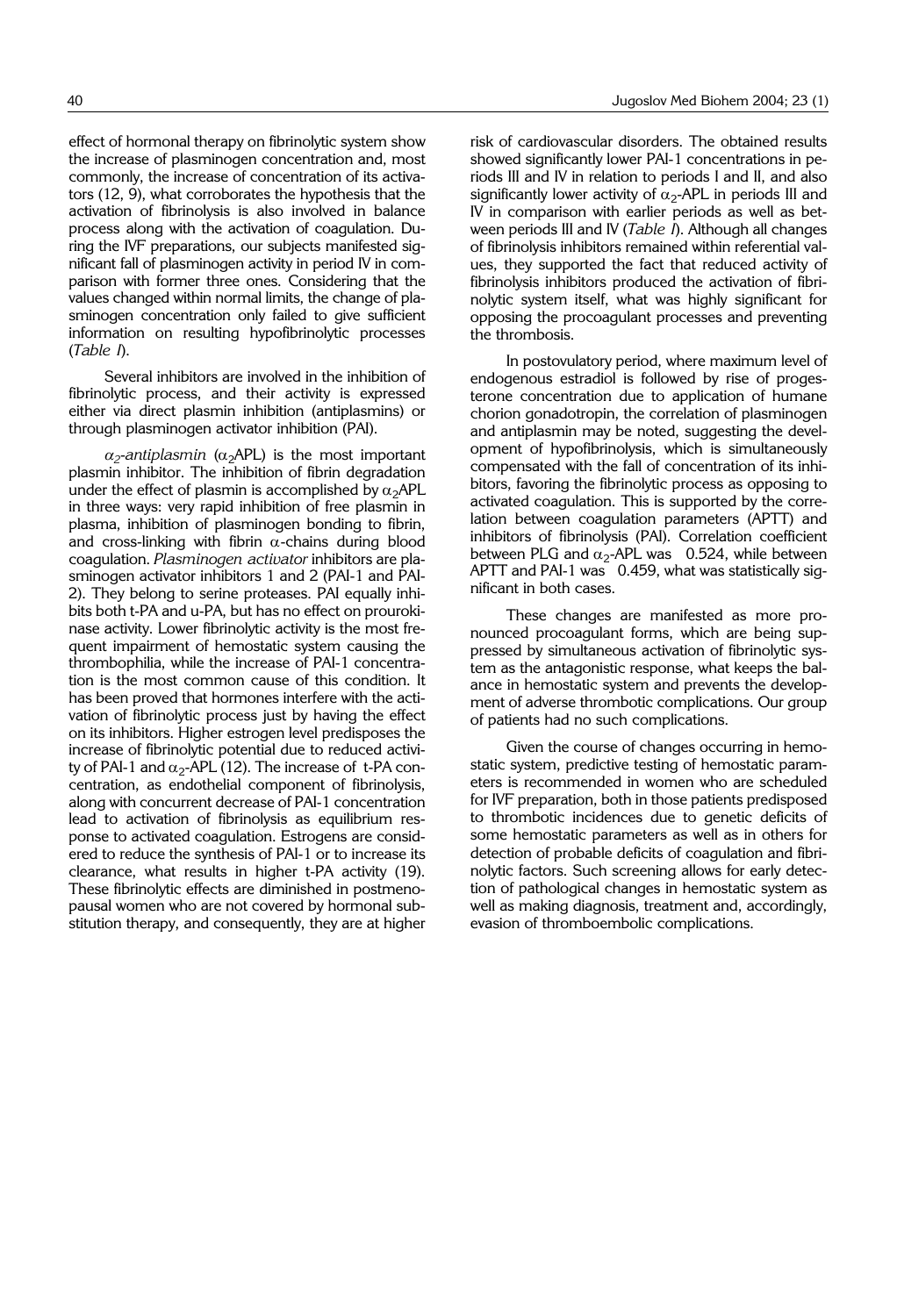effect of hormonal therapy on fibrinolytic system show the increase of plasminogen concentration and, most commonly, the increase of concentration of its activators (12, 9), what corroborates the hypothesis that the activation of fibrinolysis is also involved in balance process along with the activation of coagulation. During the IVF preparations, our subjects manifested significant fall of plasminogen activity in period IV in comparison with former three ones. Considering that the values changed within normal limits, the change of plasminogen concentration only failed to give sufficient information on resulting hypofibrinolytic processes (*Table I*).

Several inhibitors are involved in the inhibition of fibrinolytic process, and their activity is expressed either via direct plasmin inhibition (antiplasmins) or through plasminogen activator inhibition (PAI).

*$\alpha_2$-antiplasmin* ($\alpha_2$APL) is the most important plasmin inhibitor. The inhibition of fibrin degradation under the effect of plasmin is accomplished by $\alpha_2$APL in three ways: very rapid inhibition of free plasmin in plasma, inhibition of plasminogen bonding to fibrin, and cross-linking with fibrin $\alpha$-chains during blood coagulation. *Plasminogen activator* inhibitors are plasminogen activator inhibitors 1 and 2 (PAI-1 and PAI-2). They belong to serine proteases. PAI equally inhibits both t-PA and u-PA, but has no effect on prourokinase activity. Lower fibrinolytic activity is the most frequent impairment of hemostatic system causing the thrombophilia, while the increase of PAI-1 concentration is the most common cause of this condition. It has been proved that hormones interfere with the activation of fibrinolytic process just by having the effect on its inhibitors. Higher estrogen level predisposes the increase of fibrinolytic potential due to reduced activity of PAI-1 and $\alpha_2$-APL (12). The increase of t-PA concentration, as endothelial component of fibrinolysis, along with concurrent decrease of PAI-1 concentration lead to activation of fibrinolysis as equilibrium response to activated coagulation. Estrogens are considered to reduce the synthesis of PAI-1 or to increase its clearance, what results in higher t-PA activity (19). These fibrinolytic effects are diminished in postmenopausal women who are not covered by hormonal substitution therapy, and consequently, they are at higher risk of cardiovascular disorders. The obtained results showed significantly lower PAI-1 concentrations in periods III and IV in relation to periods I and II, and also significantly lower activity of $\alpha_2$-APL in periods III and IV in comparison with earlier periods as well as between periods III and IV (*Table I*). Although all changes of fibrinolysis inhibitors remained within referential values, they supported the fact that reduced activity of fibrinolysis inhibitors produced the activation of fibrinolytic system itself, what was highly significant for opposing the procoagulant processes and preventing the thrombosis.

In postovulatory period, where maximum level of endogenous estradiol is followed by rise of progesterone concentration due to application of humane chorion gonadotropin, the correlation of plasminogen and antiplasmin may be noted, suggesting the development of hypofibrinolysis, which is simultaneously compensated with the fall of concentration of its inhibitors, favoring the fibrinolytic process as opposing to activated coagulation. This is supported by the correlation between coagulation parameters (APTT) and inhibitors of fibrinolysis (PAI). Correlation coefficient between PLG and $\alpha_2$-APL was 0.524, while between APTT and PAI-1 was 0.459, what was statistically significant in both cases.

These changes are manifested as more pronounced procoagulant forms, which are being suppressed by simultaneous activation of fibrinolytic system as the antagonistic response, what keeps the balance in hemostatic system and prevents the development of adverse thrombotic complications. Our group of patients had no such complications.

Given the course of changes occurring in hemostatic system, predictive testing of hemostatic parameters is recommended in women who are scheduled for IVF preparation, both in those patients predisposed to thrombotic incidences due to genetic deficits of some hemostatic parameters as well as in others for detection of probable deficits of coagulation and fibrinolytic factors. Such screening allows for early detection of pathological changes in hemostatic system as well as making diagnosis, treatment and, accordingly, evasion of thromboembolic complications.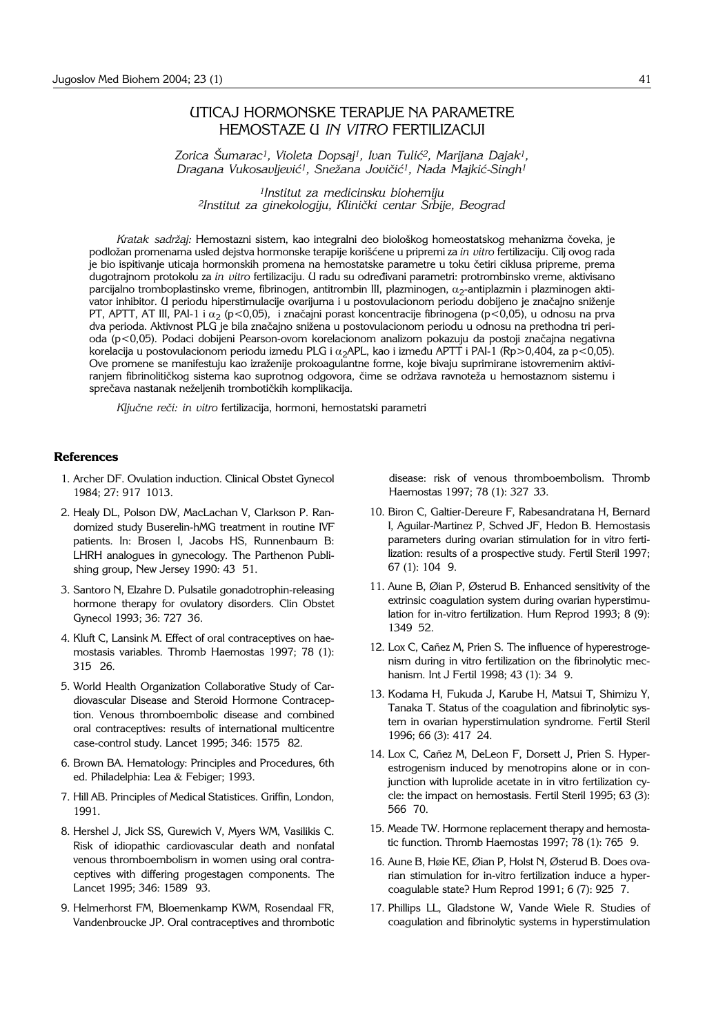# UTICAJ HORMONSKE TERAPIJE NA PARAMETRE HEMOSTAZE U *IN VITRO* FERTILIZACIJI

*Zorica Šumarac*[1], *Violeta Dopsaj*[1], *Ivan Tulić*[2], *Marijana Dajak*[1], *Dragana Vukosavljević*[1], *Snežana Jovičić*[1], *Nada Majkić-Singh*[1]

[1]*Institut za medicinsku biohemiju*
[2]*Institut za ginekologiju, Klinički centar Srbije, Beograd*

*Kratak sadržaj:* Hemostazni sistem, kao integralni deo biološkog homeostatskog mehanizma čoveka, je podložan promenama usled dejstva hormonske terapije korišćene u pripremi za *in vitro* fertilizaciju. Cilj ovog rada je bio ispitivanje uticaja hormonskih promena na hemostatske parametre u toku četiri ciklusa pripreme, prema dugotrajnom protokolu za *in vitro* fertilizaciju. U radu su određivani parametri: protrombinsko vreme, aktivisano parcijalno tromboplastinsko vreme, fibrinogen, antitrombin III, plazminogen, $\alpha_2$-antiplazmin i plazminogen aktivator inhibitor. U periodu hiperstimulacije ovarijuma i u postovulacionom periodu dobijeno je značajno sniženje PT, APTT, AT III, PAI-1 i $\alpha_2$ ($p<0,05$), i značajni porast koncentracije fibrinogena ($p<0,05$), u odnosu na prva dva perioda. Aktivnost PLG je bila značajno snižena u postovulacionom periodu u odnosu na prethodna tri perioda ($p<0,05$). Podaci dobijeni Pearson-ovom korelacionom analizom pokazuju da postoji značajna negativna korelacija u postovulacionom periodu između PLG i $\alpha_2$APL, kao i između APTT i PAI-1 ($Rp>0,404$, za $p<0,05$). Ove promene se manifestuju kao izraženije prokoagulantne forme, koje bivaju suprimirane istovremenim aktiviranjem fibrinolitičkog sistema kao suprotnog odgovora, čime se održava ravnoteža u hemostaznom sistemu i sprečava nastanak neželjenih trombotičkih komplikacija.

*Ključne reči: in vitro* fertilizacija, hormoni, hemostatski parametri

## References

1. Archer DF. Ovulation induction. Clinical Obstet Gynecol 1984; 27: 917 1013.
2. Healy DL, Polson DW, MacLachan V, Clarkson P. Randomized study Buserelin-hMG treatment in routine IVF patients. In: Brosen I, Jacobs HS, Runnenbaum B: LHRH analogues in gynecology. The Parthenon Publishing group, New Jersey 1990: 43 51.
3. Santoro N, Elzahre D. Pulsatile gonadotrophin-releasing hormone therapy for ovulatory disorders. Clin Obstet Gynecol 1993; 36: 727 36.
4. Kluft C, Lansink M. Effect of oral contraceptives on haemostasis variables. Thromb Haemostas 1997; 78 (1): 315 26.
5. World Health Organization Collaborative Study of Cardiovascular Disease and Steroid Hormone Contraception. Venous thromboembolic disease and combined oral contraceptives: results of international multicentre case-control study. Lancet 1995; 346: 1575 82.
6. Brown BA. Hematology: Principles and Procedures, 6th ed. Philadelphia: Lea & Febiger; 1993.
7. Hill AB. Principles of Medical Statistices. Griffin, London, 1991.
8. Hershel J, Jick SS, Gurewich V, Myers WM, Vasilikis C. Risk of idiopathic cardiovascular death and nonfatal venous thromboembolism in women using oral contraceptives with differing progestagen components. The Lancet 1995; 346: 1589 93.
9. Helmerhorst FM, Bloemenkamp KWM, Rosendaal FR, Vandenbroucke JP. Oral contraceptives and thrombotic disease: risk of venous thromboembolism. Thromb Haemostas 1997; 78 (1): 327 33.
10. Biron C, Galtier-Dereure F, Rabesandratana H, Bernard I, Aguilar-Martinez P, Schved JF, Hedon B. Hemostasis parameters during ovarian stimulation for in vitro fertilization: results of a prospective study. Fertil Steril 1997; 67 (1): 104 9.
11. Aune B, Øian P, Østerud B. Enhanced sensitivity of the extrinsic coagulation system during ovarian hyperstimulation for in-vitro fertilization. Hum Reprod 1993; 8 (9): 1349 52.
12. Lox C, Cañez M, Prien S. The influence of hyperestrogenism during in vitro fertilization on the fibrinolytic mechanism. Int J Fertil 1998; 43 (1): 34 9.
13. Kodama H, Fukuda J, Karube H, Matsui T, Shimizu Y, Tanaka T. Status of the coagulation and fibrinolytic system in ovarian hyperstimulation syndrome. Fertil Steril 1996; 66 (3): 417 24.
14. Lox C, Cañez M, DeLeon F, Dorsett J, Prien S. Hyperestrogenism induced by menotropins alone or in conjunction with luprolide acetate in in vitro fertilization cycle: the impact on hemostasis. Fertil Steril 1995; 63 (3): 566 70.
15. Meade TW. Hormone replacement therapy and hemostatic function. Thromb Haemostas 1997; 78 (1): 765 9.
16. Aune B, Høie KE, Øian P, Holst N, Østerud B. Does ovarian stimulation for in-vitro fertilization induce a hypercoagulable state? Hum Reprod 1991; 6 (7): 925 7.
17. Phillips LL, Gladstone W, Vande Wiele R. Studies of coagulation and fibrinolytic systems in hyperstimulation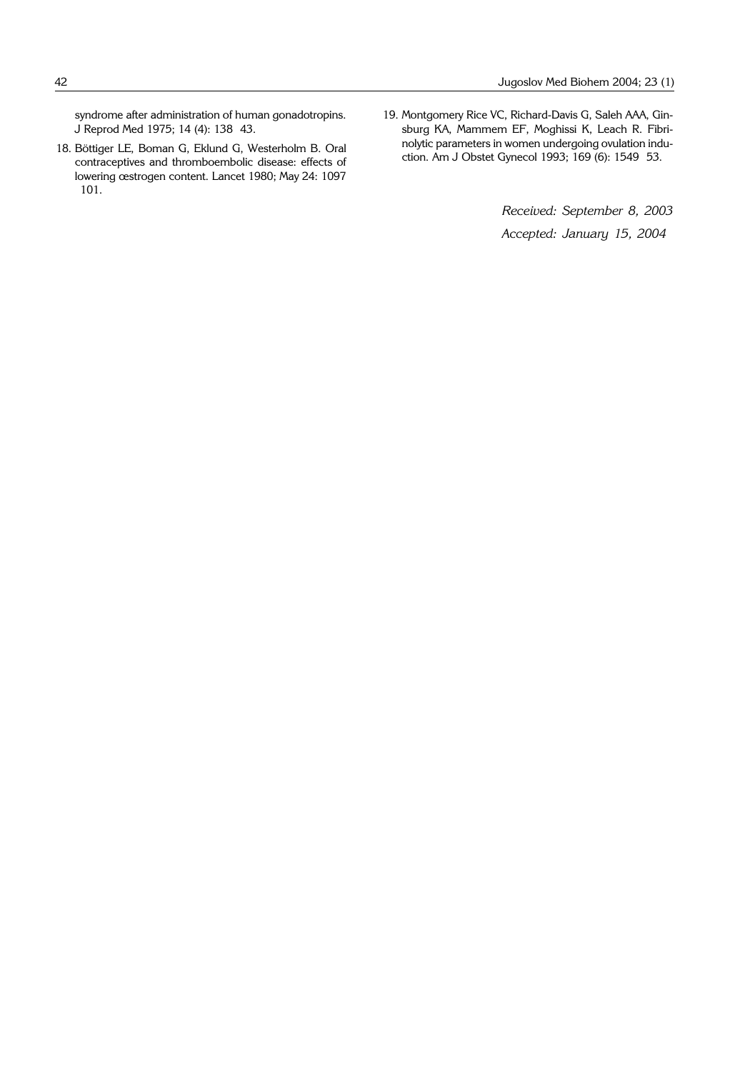syndrome after administration of human gonadotropins. J Reprod Med 1975; 14 (4): 138 43.

18. Böttiger LE, Boman G, Eklund G, Westerholm B. Oral contraceptives and thromboembolic disease: effects of lowering œstrogen content. Lancet 1980; May 24: 1097 101.

19. Montgomery Rice VC, Richard-Davis G, Saleh AAA, Ginsburg KA, Mammem EF, Moghissi K, Leach R. Fibrinolytic parameters in women undergoing ovulation induction. Am J Obstet Gynecol 1993; 169 (6): 1549 53.

*Received: September 8, 2003*

*Accepted: January 15, 2004*